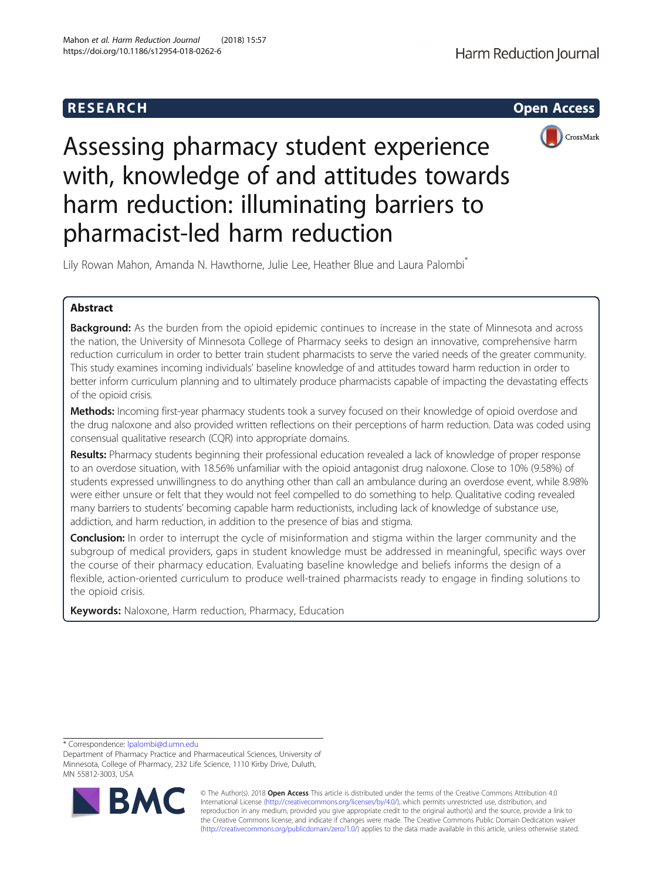RESEARCH Open Access

# Assessing pharmacy student experience with, knowledge of and attitudes towards harm reduction: illuminating barriers to pharmacist-led harm reduction

Lily Rowan Mahon, Amanda N. Hawthorne, Julie Lee, Heather Blue and Laura Palombi*

## Abstract

**Background:** As the burden from the opioid epidemic continues to increase in the state of Minnesota and across the nation, the University of Minnesota College of Pharmacy seeks to design an innovative, comprehensive harm reduction curriculum in order to better train student pharmacists to serve the varied needs of the greater community. This study examines incoming individuals' baseline knowledge of and attitudes toward harm reduction in order to better inform curriculum planning and to ultimately produce pharmacists capable of impacting the devastating effects of the opioid crisis.

**Methods:** Incoming first-year pharmacy students took a survey focused on their knowledge of opioid overdose and the drug naloxone and also provided written reflections on their perceptions of harm reduction. Data was coded using consensual qualitative research (CQR) into appropriate domains.

**Results:** Pharmacy students beginning their professional education revealed a lack of knowledge of proper response to an overdose situation, with 18.56% unfamiliar with the opioid antagonist drug naloxone. Close to 10% (9.58%) of students expressed unwillingness to do anything other than call an ambulance during an overdose event, while 8.98% were either unsure or felt that they would not feel compelled to do something to help. Qualitative coding revealed many barriers to students' becoming capable harm reductionists, including lack of knowledge of substance use, addiction, and harm reduction, in addition to the presence of bias and stigma.

**Conclusion:** In order to interrupt the cycle of misinformation and stigma within the larger community and the subgroup of medical providers, gaps in student knowledge must be addressed in meaningful, specific ways over the course of their pharmacy education. Evaluating baseline knowledge and beliefs informs the design of a flexible, action-oriented curriculum to produce well-trained pharmacists ready to engage in finding solutions to the opioid crisis.

**Keywords:** Naloxone, Harm reduction, Pharmacy, Education

---

\* Correspondence: lpalombi@d.umn.edu
Department of Pharmacy Practice and Pharmaceutical Sciences, University of Minnesota, College of Pharmacy, 232 Life Science, 1110 Kirby Drive, Duluth, MN 55812-3003, USA

© The Author(s). 2018 **Open Access** This article is distributed under the terms of the Creative Commons Attribution 4.0 International License (http://creativecommons.org/licenses/by/4.0/), which permits unrestricted use, distribution, and reproduction in any medium, provided you give appropriate credit to the original author(s) and the source, provide a link to the Creative Commons license, and indicate if changes were made. The Creative Commons Public Domain Dedication waiver (http://creativecommons.org/publicdomain/zero/1.0/) applies to the data made available in this article, unless otherwise stated.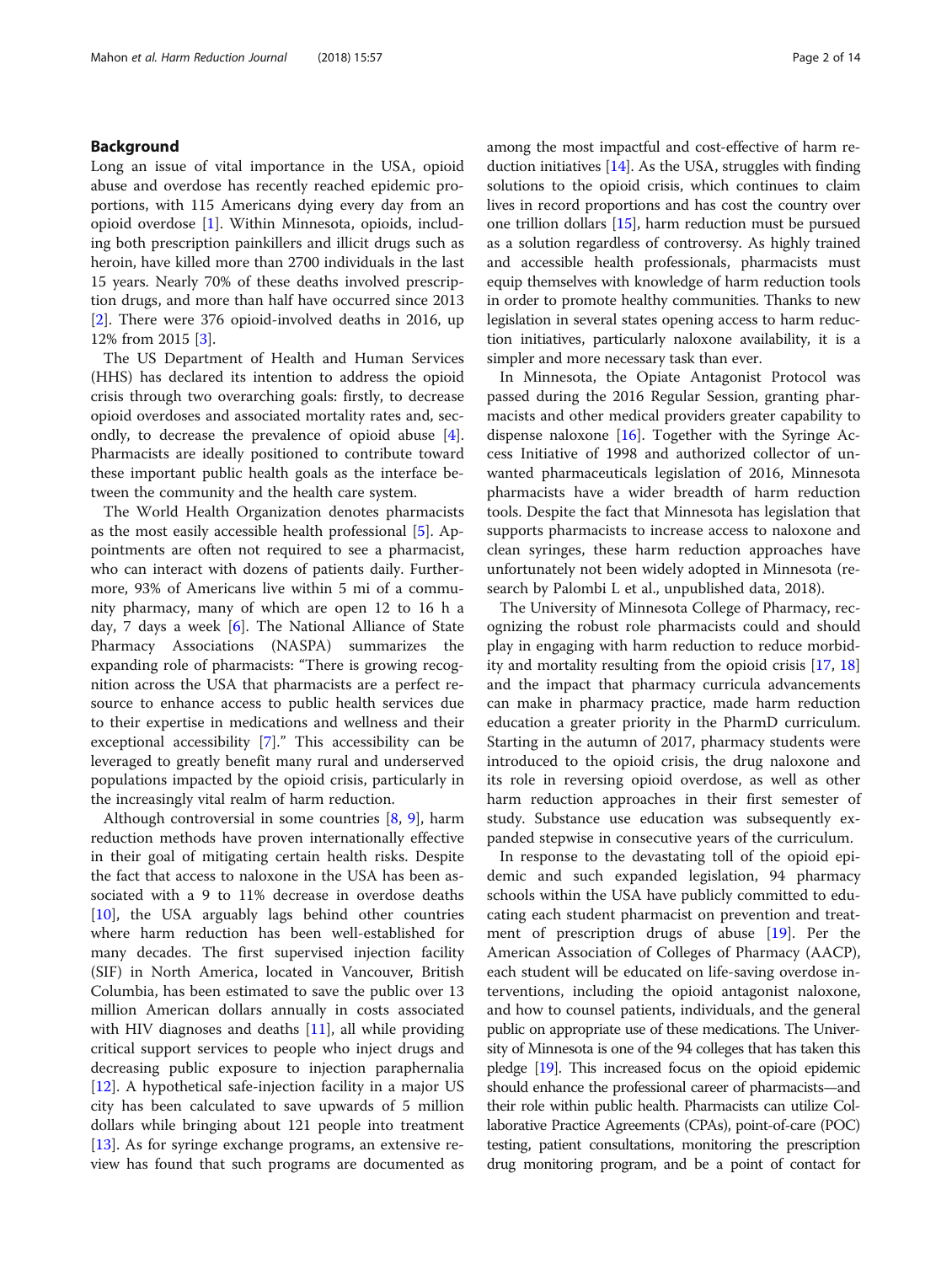## Background

Long an issue of vital importance in the USA, opioid abuse and overdose has recently reached epidemic proportions, with 115 Americans dying every day from an opioid overdose [1]. Within Minnesota, opioids, including both prescription painkillers and illicit drugs such as heroin, have killed more than 2700 individuals in the last 15 years. Nearly 70% of these deaths involved prescription drugs, and more than half have occurred since 2013 [2]. There were 376 opioid-involved deaths in 2016, up 12% from 2015 [3].

The US Department of Health and Human Services (HHS) has declared its intention to address the opioid crisis through two overarching goals: firstly, to decrease opioid overdoses and associated mortality rates and, secondly, to decrease the prevalence of opioid abuse [4]. Pharmacists are ideally positioned to contribute toward these important public health goals as the interface between the community and the health care system.

The World Health Organization denotes pharmacists as the most easily accessible health professional [5]. Appointments are often not required to see a pharmacist, who can interact with dozens of patients daily. Furthermore, 93% of Americans live within 5 mi of a community pharmacy, many of which are open 12 to 16 h a day, 7 days a week [6]. The National Alliance of State Pharmacy Associations (NASPA) summarizes the expanding role of pharmacists: "There is growing recognition across the USA that pharmacists are a perfect resource to enhance access to public health services due to their expertise in medications and wellness and their exceptional accessibility [7]." This accessibility can be leveraged to greatly benefit many rural and underserved populations impacted by the opioid crisis, particularly in the increasingly vital realm of harm reduction.

Although controversial in some countries [8, 9], harm reduction methods have proven internationally effective in their goal of mitigating certain health risks. Despite the fact that access to naloxone in the USA has been associated with a 9 to 11% decrease in overdose deaths [10], the USA arguably lags behind other countries where harm reduction has been well-established for many decades. The first supervised injection facility (SIF) in North America, located in Vancouver, British Columbia, has been estimated to save the public over 13 million American dollars annually in costs associated with HIV diagnoses and deaths [11], all while providing critical support services to people who inject drugs and decreasing public exposure to injection paraphernalia [12]. A hypothetical safe-injection facility in a major US city has been calculated to save upwards of 5 million dollars while bringing about 121 people into treatment [13]. As for syringe exchange programs, an extensive review has found that such programs are documented as among the most impactful and cost-effective of harm reduction initiatives [14]. As the USA, struggles with finding solutions to the opioid crisis, which continues to claim lives in record proportions and has cost the country over one trillion dollars [15], harm reduction must be pursued as a solution regardless of controversy. As highly trained and accessible health professionals, pharmacists must equip themselves with knowledge of harm reduction tools in order to promote healthy communities. Thanks to new legislation in several states opening access to harm reduction initiatives, particularly naloxone availability, it is a simpler and more necessary task than ever.

In Minnesota, the Opiate Antagonist Protocol was passed during the 2016 Regular Session, granting pharmacists and other medical providers greater capability to dispense naloxone [16]. Together with the Syringe Access Initiative of 1998 and authorized collector of unwanted pharmaceuticals legislation of 2016, Minnesota pharmacists have a wider breadth of harm reduction tools. Despite the fact that Minnesota has legislation that supports pharmacists to increase access to naloxone and clean syringes, these harm reduction approaches have unfortunately not been widely adopted in Minnesota (research by Palombi L et al., unpublished data, 2018).

The University of Minnesota College of Pharmacy, recognizing the robust role pharmacists could and should play in engaging with harm reduction to reduce morbidity and mortality resulting from the opioid crisis [17, 18] and the impact that pharmacy curricula advancements can make in pharmacy practice, made harm reduction education a greater priority in the PharmD curriculum. Starting in the autumn of 2017, pharmacy students were introduced to the opioid crisis, the drug naloxone and its role in reversing opioid overdose, as well as other harm reduction approaches in their first semester of study. Substance use education was subsequently expanded stepwise in consecutive years of the curriculum.

In response to the devastating toll of the opioid epidemic and such expanded legislation, 94 pharmacy schools within the USA have publicly committed to educating each student pharmacist on prevention and treatment of prescription drugs of abuse [19]. Per the American Association of Colleges of Pharmacy (AACP), each student will be educated on life-saving overdose interventions, including the opioid antagonist naloxone, and how to counsel patients, individuals, and the general public on appropriate use of these medications. The University of Minnesota is one of the 94 colleges that has taken this pledge [19]. This increased focus on the opioid epidemic should enhance the professional career of pharmacists—and their role within public health. Pharmacists can utilize Collaborative Practice Agreements (CPAs), point-of-care (POC) testing, patient consultations, monitoring the prescription drug monitoring program, and be a point of contact for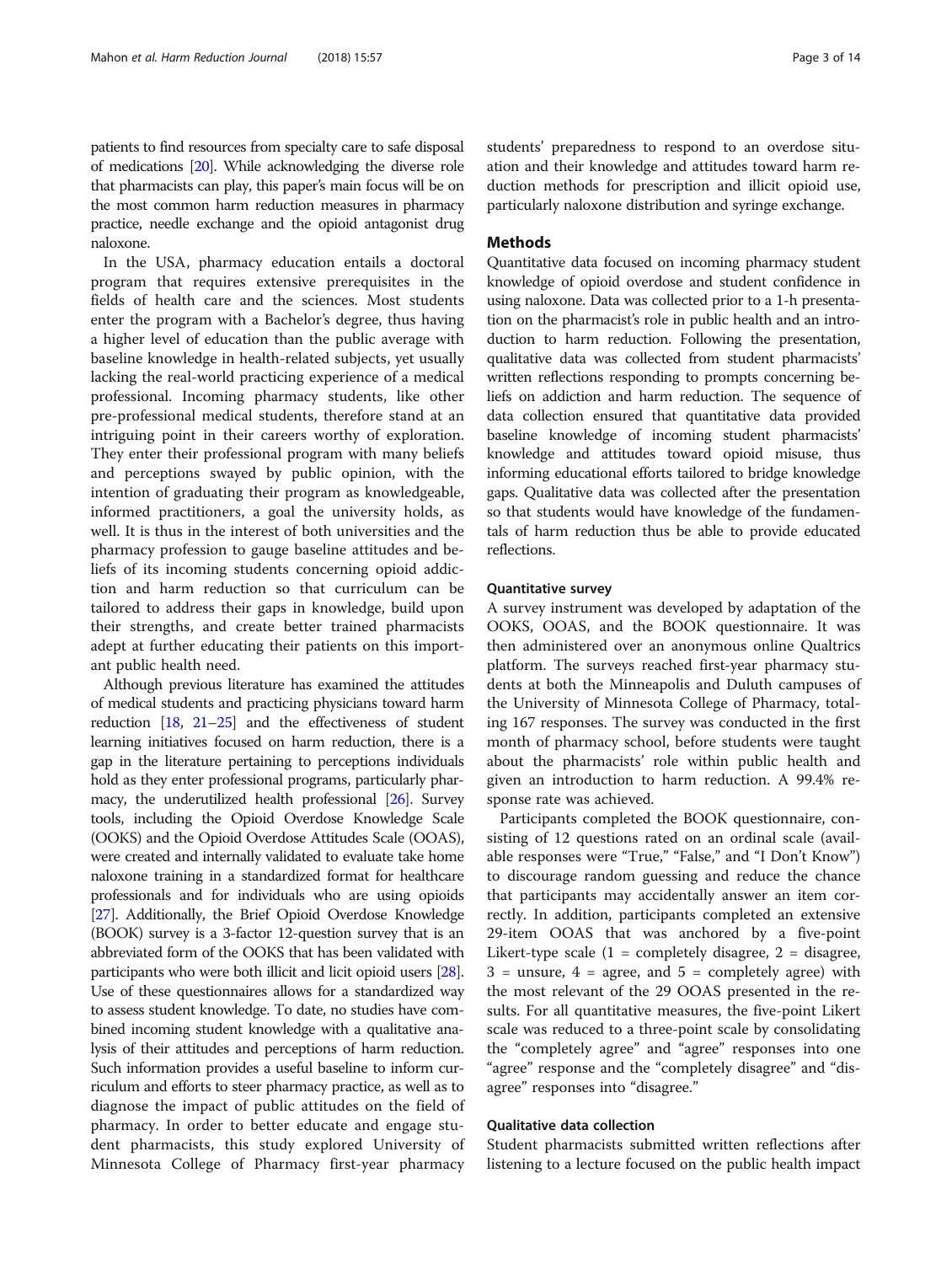patients to find resources from specialty care to safe disposal of medications [20]. While acknowledging the diverse role that pharmacists can play, this paper's main focus will be on the most common harm reduction measures in pharmacy practice, needle exchange and the opioid antagonist drug naloxone.

In the USA, pharmacy education entails a doctoral program that requires extensive prerequisites in the fields of health care and the sciences. Most students enter the program with a Bachelor's degree, thus having a higher level of education than the public average with baseline knowledge in health-related subjects, yet usually lacking the real-world practicing experience of a medical professional. Incoming pharmacy students, like other pre-professional medical students, therefore stand at an intriguing point in their careers worthy of exploration. They enter their professional program with many beliefs and perceptions swayed by public opinion, with the intention of graduating their program as knowledgeable, informed practitioners, a goal the university holds, as well. It is thus in the interest of both universities and the pharmacy profession to gauge baseline attitudes and beliefs of its incoming students concerning opioid addiction and harm reduction so that curriculum can be tailored to address their gaps in knowledge, build upon their strengths, and create better trained pharmacists adept at further educating their patients on this important public health need.

Although previous literature has examined the attitudes of medical students and practicing physicians toward harm reduction [18, 21–25] and the effectiveness of student learning initiatives focused on harm reduction, there is a gap in the literature pertaining to perceptions individuals hold as they enter professional programs, particularly pharmacy, the underutilized health professional [26]. Survey tools, including the Opioid Overdose Knowledge Scale (OOKS) and the Opioid Overdose Attitudes Scale (OOAS), were created and internally validated to evaluate take home naloxone training in a standardized format for healthcare professionals and for individuals who are using opioids [27]. Additionally, the Brief Opioid Overdose Knowledge (BOOK) survey is a 3-factor 12-question survey that is an abbreviated form of the OOKS that has been validated with participants who were both illicit and licit opioid users [28]. Use of these questionnaires allows for a standardized way to assess student knowledge. To date, no studies have combined incoming student knowledge with a qualitative analysis of their attitudes and perceptions of harm reduction. Such information provides a useful baseline to inform curriculum and efforts to steer pharmacy practice, as well as to diagnose the impact of public attitudes on the field of pharmacy. In order to better educate and engage student pharmacists, this study explored University of Minnesota College of Pharmacy first-year pharmacy students' preparedness to respond to an overdose situation and their knowledge and attitudes toward harm reduction methods for prescription and illicit opioid use, particularly naloxone distribution and syringe exchange.

## Methods

Quantitative data focused on incoming pharmacy student knowledge of opioid overdose and student confidence in using naloxone. Data was collected prior to a 1-h presentation on the pharmacist's role in public health and an introduction to harm reduction. Following the presentation, qualitative data was collected from student pharmacists' written reflections responding to prompts concerning beliefs on addiction and harm reduction. The sequence of data collection ensured that quantitative data provided baseline knowledge of incoming student pharmacists' knowledge and attitudes toward opioid misuse, thus informing educational efforts tailored to bridge knowledge gaps. Qualitative data was collected after the presentation so that students would have knowledge of the fundamentals of harm reduction thus be able to provide educated reflections.

### Quantitative survey

A survey instrument was developed by adaptation of the OOKS, OOAS, and the BOOK questionnaire. It was then administered over an anonymous online Qualtrics platform. The surveys reached first-year pharmacy students at both the Minneapolis and Duluth campuses of the University of Minnesota College of Pharmacy, totaling 167 responses. The survey was conducted in the first month of pharmacy school, before students were taught about the pharmacists' role within public health and given an introduction to harm reduction. A 99.4% response rate was achieved.

Participants completed the BOOK questionnaire, consisting of 12 questions rated on an ordinal scale (available responses were "True," "False," and "I Don't Know") to discourage random guessing and reduce the chance that participants may accidentally answer an item correctly. In addition, participants completed an extensive 29-item OOAS that was anchored by a five-point Likert-type scale (1 = completely disagree, 2 = disagree, 3 = unsure, 4 = agree, and 5 = completely agree) with the most relevant of the 29 OOAS presented in the results. For all quantitative measures, the five-point Likert scale was reduced to a three-point scale by consolidating the "completely agree" and "agree" responses into one "agree" response and the "completely disagree" and "disagree" responses into "disagree."

### Qualitative data collection

Student pharmacists submitted written reflections after listening to a lecture focused on the public health impact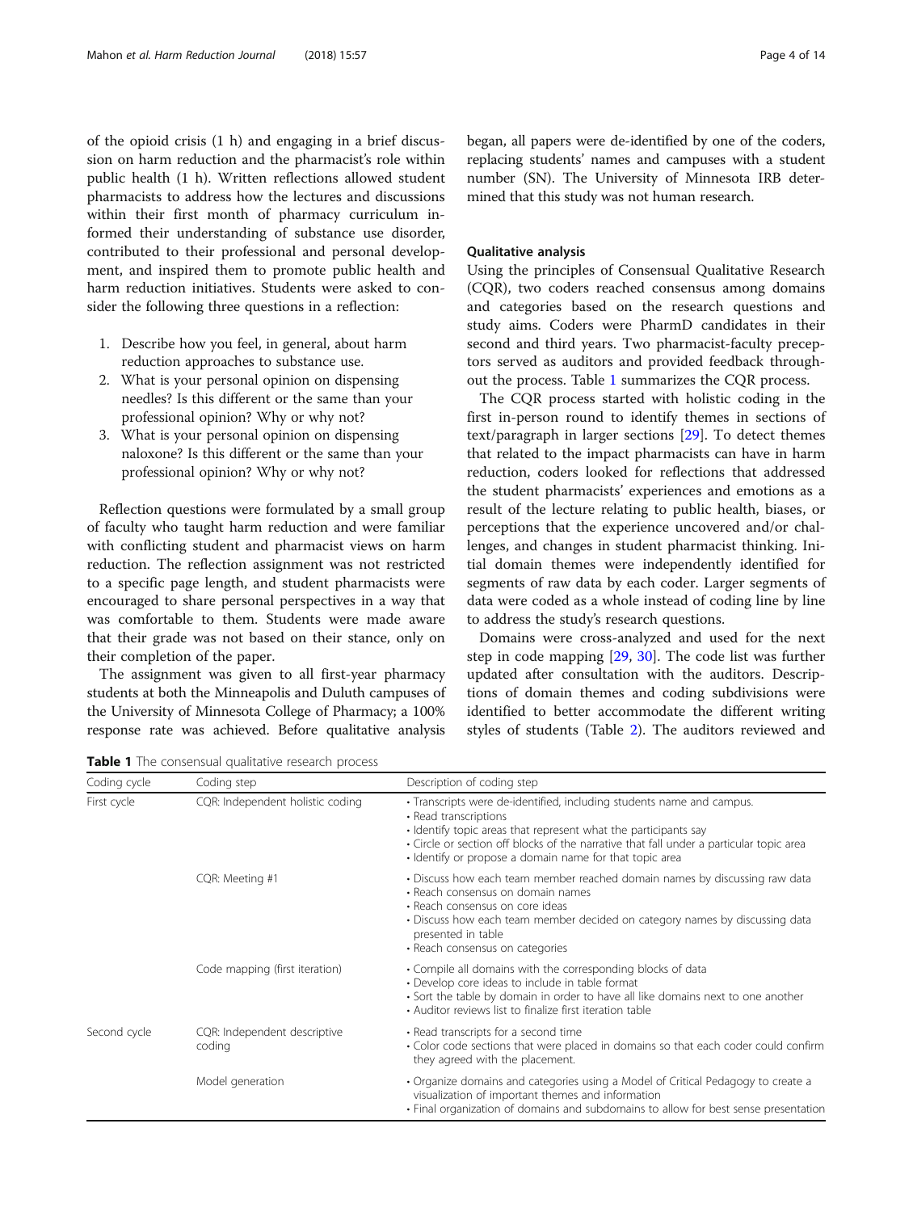of the opioid crisis (1 h) and engaging in a brief discussion on harm reduction and the pharmacist's role within public health (1 h). Written reflections allowed student pharmacists to address how the lectures and discussions within their first month of pharmacy curriculum informed their understanding of substance use disorder, contributed to their professional and personal development, and inspired them to promote public health and harm reduction initiatives. Students were asked to consider the following three questions in a reflection:

1. Describe how you feel, in general, about harm reduction approaches to substance use.
2. What is your personal opinion on dispensing needles? Is this different or the same than your professional opinion? Why or why not?
3. What is your personal opinion on dispensing naloxone? Is this different or the same than your professional opinion? Why or why not?

Reflection questions were formulated by a small group of faculty who taught harm reduction and were familiar with conflicting student and pharmacist views on harm reduction. The reflection assignment was not restricted to a specific page length, and student pharmacists were encouraged to share personal perspectives in a way that was comfortable to them. Students were made aware that their grade was not based on their stance, only on their completion of the paper.

The assignment was given to all first-year pharmacy students at both the Minneapolis and Duluth campuses of the University of Minnesota College of Pharmacy; a 100% response rate was achieved. Before qualitative analysis began, all papers were de-identified by one of the coders, replacing students' names and campuses with a student number (SN). The University of Minnesota IRB determined that this study was not human research.

### Qualitative analysis

Using the principles of Consensual Qualitative Research (CQR), two coders reached consensus among domains and categories based on the research questions and study aims. Coders were PharmD candidates in their second and third years. Two pharmacist-faculty preceptors served as auditors and provided feedback throughout the process. Table 1 summarizes the CQR process.

The CQR process started with holistic coding in the first in-person round to identify themes in sections of text/paragraph in larger sections [29]. To detect themes that related to the impact pharmacists can have in harm reduction, coders looked for reflections that addressed the student pharmacists' experiences and emotions as a result of the lecture relating to public health, biases, or perceptions that the experience uncovered and/or challenges, and changes in student pharmacist thinking. Initial domain themes were independently identified for segments of raw data by each coder. Larger segments of data were coded as a whole instead of coding line by line to address the study's research questions.

Domains were cross-analyzed and used for the next step in code mapping [29, 30]. The code list was further updated after consultation with the auditors. Descriptions of domain themes and coding subdivisions were identified to better accommodate the different writing styles of students (Table 2). The auditors reviewed and

**Table 1** The consensual qualitative research process

| Coding cycle | Coding step | Description of coding step |
|---|---|---|
| First cycle | CQR: Independent holistic coding | • Transcripts were de-identified, including students name and campus.<br>• Read transcriptions<br>• Identify topic areas that represent what the participants say<br>• Circle or section off blocks of the narrative that fall under a particular topic area<br>• Identify or propose a domain name for that topic area |
| | CQR: Meeting #1 | • Discuss how each team member reached domain names by discussing raw data<br>• Reach consensus on domain names<br>• Reach consensus on core ideas<br>• Discuss how each team member decided on category names by discussing data presented in table<br>• Reach consensus on categories |
| | Code mapping (first iteration) | • Compile all domains with the corresponding blocks of data<br>• Develop core ideas to include in table format<br>• Sort the table by domain in order to have all like domains next to one another<br>• Auditor reviews list to finalize first iteration table |
| Second cycle | CQR: Independent descriptive coding | • Read transcripts for a second time<br>• Color code sections that were placed in domains so that each coder could confirm they agreed with the placement. |
| | Model generation | • Organize domains and categories using a Model of Critical Pedagogy to create a visualization of important themes and information<br>• Final organization of domains and subdomains to allow for best sense presentation |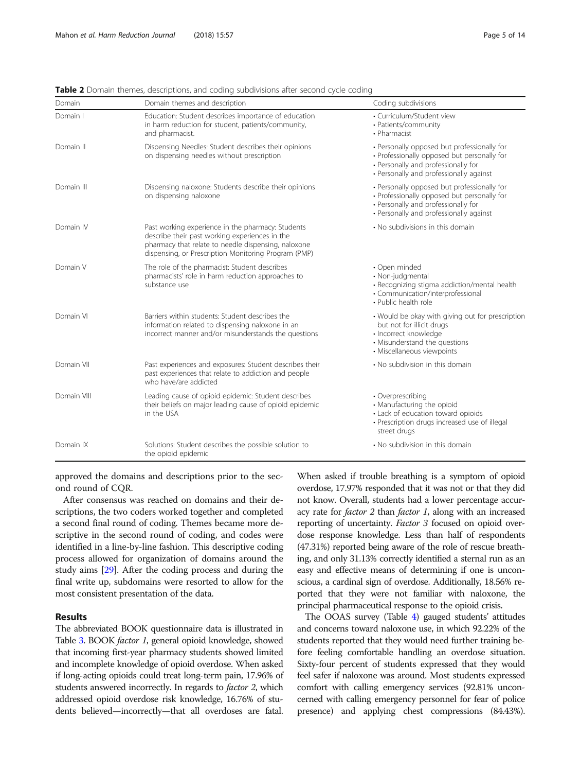**Table 2** Domain themes, descriptions, and coding subdivisions after second cycle coding

| Domain | Domain themes and description | Coding subdivisions |
|---|---|---|
| Domain I | Education: Student describes importance of education in harm reduction for student, patients/community, and pharmacist. | • Curriculum/Student view<br>• Patients/community<br>• Pharmacist |
| Domain II | Dispensing Needles: Student describes their opinions on dispensing needles without prescription | • Personally opposed but professionally for<br>• Professionally opposed but personally for<br>• Personally and professionally for<br>• Personally and professionally against |
| Domain III | Dispensing naloxone: Students describe their opinions on dispensing naloxone | • Personally opposed but professionally for<br>• Professionally opposed but personally for<br>• Personally and professionally for<br>• Personally and professionally against |
| Domain IV | Past working experience in the pharmacy: Students describe their past working experiences in the pharmacy that relate to needle dispensing, naloxone dispensing, or Prescription Monitoring Program (PMP) | • No subdivisions in this domain |
| Domain V | The role of the pharmacist: Student describes pharmacists' role in harm reduction approaches to substance use | • Open minded<br>• Non-judgmental<br>• Recognizing stigma addiction/mental health<br>• Communication/interprofessional<br>• Public health role |
| Domain VI | Barriers within students: Student describes the information related to dispensing naloxone in an incorrect manner and/or misunderstands the questions | • Would be okay with giving out for prescription but not for illicit drugs<br>• Incorrect knowledge<br>• Misunderstand the questions<br>• Miscellaneous viewpoints |
| Domain VII | Past experiences and exposures: Student describes their past experiences that relate to addiction and people who have/are addicted | • No subdivision in this domain |
| Domain VIII | Leading cause of opioid epidemic: Student describes their beliefs on major leading cause of opioid epidemic in the USA | • Overprescribing<br>• Manufacturing the opioid<br>• Lack of education toward opioids<br>• Prescription drugs increased use of illegal street drugs |
| Domain IX | Solutions: Student describes the possible solution to the opioid epidemic | • No subdivision in this domain |

approved the domains and descriptions prior to the second round of CQR.

After consensus was reached on domains and their descriptions, the two coders worked together and completed a second final round of coding. Themes became more descriptive in the second round of coding, and codes were identified in a line-by-line fashion. This descriptive coding process allowed for organization of domains around the study aims [29]. After the coding process and during the final write up, subdomains were resorted to allow for the most consistent presentation of the data.

## Results

The abbreviated BOOK questionnaire data is illustrated in Table 3. BOOK *factor 1*, general opioid knowledge, showed that incoming first-year pharmacy students showed limited and incomplete knowledge of opioid overdose. When asked if long-acting opioids could treat long-term pain, 17.96% of students answered incorrectly. In regards to *factor 2*, which addressed opioid overdose risk knowledge, 16.76% of students believed—incorrectly—that all overdoses are fatal. When asked if trouble breathing is a symptom of opioid overdose, 17.97% responded that it was not or that they did not know. Overall, students had a lower percentage accuracy rate for *factor 2* than *factor 1*, along with an increased reporting of uncertainty. *Factor 3* focused on opioid overdose response knowledge. Less than half of respondents (47.31%) reported being aware of the role of rescue breathing, and only 31.13% correctly identified a sternal run as an easy and effective means of determining if one is unconscious, a cardinal sign of overdose. Additionally, 18.56% reported that they were not familiar with naloxone, the principal pharmaceutical response to the opioid crisis.

The OOAS survey (Table 4) gauged students' attitudes and concerns toward naloxone use, in which 92.22% of the students reported that they would need further training before feeling comfortable handling an overdose situation. Sixty-four percent of students expressed that they would feel safer if naloxone was around. Most students expressed comfort with calling emergency services (92.81% unconcerned with calling emergency personnel for fear of police presence) and applying chest compressions (84.43%).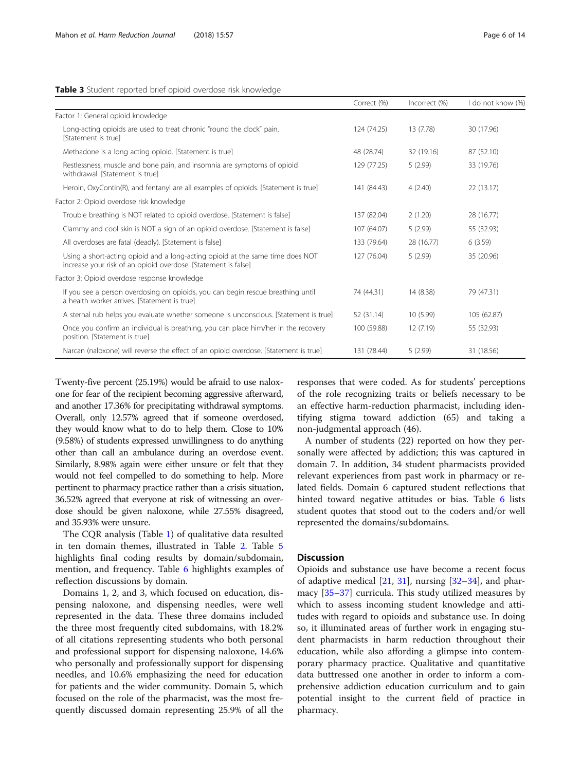**Table 3** Student reported brief opioid overdose risk knowledge

| | Correct (%) | Incorrect (%) | I do not know (%) |
|---|---|---|---|
| Factor 1: General opioid knowledge | | | |
| Long-acting opioids are used to treat chronic "round the clock" pain. [Statement is true] | 124 (74.25) | 13 (7.78) | 30 (17.96) |
| Methadone is a long acting opioid. [Statement is true] | 48 (28.74) | 32 (19.16) | 87 (52.10) |
| Restlessness, muscle and bone pain, and insomnia are symptoms of opioid withdrawal. [Statement is true] | 129 (77.25) | 5 (2.99) | 33 (19.76) |
| Heroin, OxyContin(R), and fentanyl are all examples of opioids. [Statement is true] | 141 (84.43) | 4 (2.40) | 22 (13.17) |
| Factor 2: Opioid overdose risk knowledge | | | |
| Trouble breathing is NOT related to opioid overdose. [Statement is false] | 137 (82.04) | 2 (1.20) | 28 (16.77) |
| Clammy and cool skin is NOT a sign of an opioid overdose. [Statement is false] | 107 (64.07) | 5 (2.99) | 55 (32.93) |
| All overdoses are fatal (deadly). [Statement is false] | 133 (79.64) | 28 (16.77) | 6 (3.59) |
| Using a short-acting opioid and a long-acting opioid at the same time does NOT increase your risk of an opioid overdose. [Statement is false] | 127 (76.04) | 5 (2.99) | 35 (20.96) |
| Factor 3: Opioid overdose response knowledge | | | |
| If you see a person overdosing on opioids, you can begin rescue breathing until a health worker arrives. [Statement is true] | 74 (44.31) | 14 (8.38) | 79 (47.31) |
| A sternal rub helps you evaluate whether someone is unconscious. [Statement is true] | 52 (31.14) | 10 (5.99) | 105 (62.87) |
| Once you confirm an individual is breathing, you can place him/her in the recovery position. [Statement is true] | 100 (59.88) | 12 (7.19) | 55 (32.93) |
| Narcan (naloxone) will reverse the effect of an opioid overdose. [Statement is true] | 131 (78.44) | 5 (2.99) | 31 (18.56) |

Twenty-five percent (25.19%) would be afraid to use naloxone for fear of the recipient becoming aggressive afterward, and another 17.36% for precipitating withdrawal symptoms. Overall, only 12.57% agreed that if someone overdosed, they would know what to do to help them. Close to 10% (9.58%) of students expressed unwillingness to do anything other than call an ambulance during an overdose event. Similarly, 8.98% again were either unsure or felt that they would not feel compelled to do something to help. More pertinent to pharmacy practice rather than a crisis situation, 36.52% agreed that everyone at risk of witnessing an overdose should be given naloxone, while 27.55% disagreed, and 35.93% were unsure.

The CQR analysis (Table 1) of qualitative data resulted in ten domain themes, illustrated in Table 2. Table 5 highlights final coding results by domain/subdomain, mention, and frequency. Table 6 highlights examples of reflection discussions by domain.

Domains 1, 2, and 3, which focused on education, dispensing naloxone, and dispensing needles, were well represented in the data. These three domains included the three most frequently cited subdomains, with 18.2% of all citations representing students who both personal and professional support for dispensing naloxone, 14.6% who personally and professionally support for dispensing needles, and 10.6% emphasizing the need for education for patients and the wider community. Domain 5, which focused on the role of the pharmacist, was the most frequently discussed domain representing 25.9% of all the responses that were coded. As for students' perceptions of the role recognizing traits or beliefs necessary to be an effective harm-reduction pharmacist, including identifying stigma toward addiction (65) and taking a non-judgmental approach (46).

A number of students (22) reported on how they personally were affected by addiction; this was captured in domain 7. In addition, 34 student pharmacists provided relevant experiences from past work in pharmacy or related fields. Domain 6 captured student reflections that hinted toward negative attitudes or bias. Table 6 lists student quotes that stood out to the coders and/or well represented the domains/subdomains.

## Discussion

Opioids and substance use have become a recent focus of adaptive medical [21, 31], nursing [32–34], and pharmacy [35–37] curricula. This study utilized measures by which to assess incoming student knowledge and attitudes with regard to opioids and substance use. In doing so, it illuminated areas of further work in engaging student pharmacists in harm reduction throughout their education, while also affording a glimpse into contemporary pharmacy practice. Qualitative and quantitative data buttressed one another in order to inform a comprehensive addiction education curriculum and to gain potential insight to the current field of practice in pharmacy.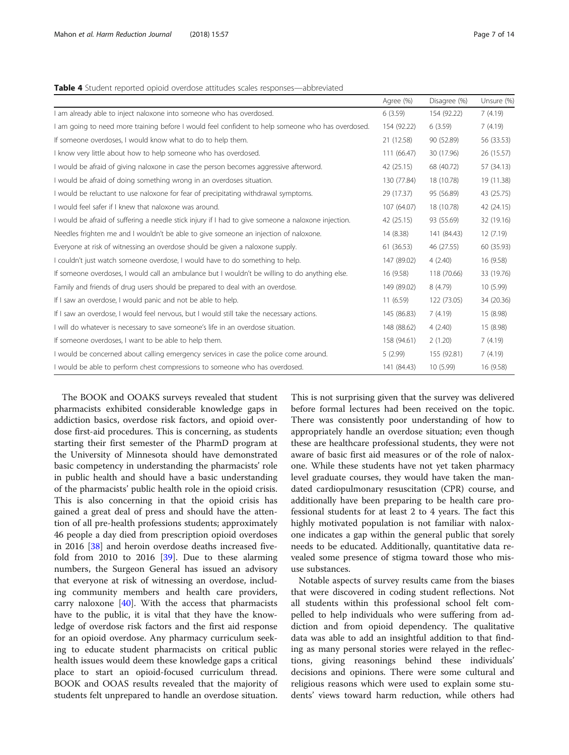**Table 4** Student reported opioid overdose attitudes scales responses—abbreviated

| | Agree (%) | Disagree (%) | Unsure (%) |
|---|---|---|---|
| I am already able to inject naloxone into someone who has overdosed. | 6 (3.59) | 154 (92.22) | 7 (4.19) |
| I am going to need more training before I would feel confident to help someone who has overdosed. | 154 (92.22) | 6 (3.59) | 7 (4.19) |
| If someone overdoses, I would know what to do to help them. | 21 (12.58) | 90 (52.89) | 56 (33.53) |
| I know very little about how to help someone who has overdosed. | 111 (66.47) | 30 (17.96) | 26 (15.57) |
| I would be afraid of giving naloxone in case the person becomes aggressive afterword. | 42 (25.15) | 68 (40.72) | 57 (34.13) |
| I would be afraid of doing something wrong in an overdoses situation. | 130 (77.84) | 18 (10.78) | 19 (11.38) |
| I would be reluctant to use naloxone for fear of precipitating withdrawal symptoms. | 29 (17.37) | 95 (56.89) | 43 (25.75) |
| I would feel safer if I knew that naloxone was around. | 107 (64.07) | 18 (10.78) | 42 (24.15) |
| I would be afraid of suffering a needle stick injury if I had to give someone a naloxone injection. | 42 (25.15) | 93 (55.69) | 32 (19.16) |
| Needles frighten me and I wouldn't be able to give someone an injection of naloxone. | 14 (8.38) | 141 (84.43) | 12 (7.19) |
| Everyone at risk of witnessing an overdose should be given a naloxone supply. | 61 (36.53) | 46 (27.55) | 60 (35.93) |
| I couldn't just watch someone overdose, I would have to do something to help. | 147 (89.02) | 4 (2.40) | 16 (9.58) |
| If someone overdoses, I would call an ambulance but I wouldn't be willing to do anything else. | 16 (9.58) | 118 (70.66) | 33 (19.76) |
| Family and friends of drug users should be prepared to deal with an overdose. | 149 (89.02) | 8 (4.79) | 10 (5.99) |
| If I saw an overdose, I would panic and not be able to help. | 11 (6.59) | 122 (73.05) | 34 (20.36) |
| If I saw an overdose, I would feel nervous, but I would still take the necessary actions. | 145 (86.83) | 7 (4.19) | 15 (8.98) |
| I will do whatever is necessary to save someone's life in an overdose situation. | 148 (88.62) | 4 (2.40) | 15 (8.98) |
| If someone overdoses, I want to be able to help them. | 158 (94.61) | 2 (1.20) | 7 (4.19) |
| I would be concerned about calling emergency services in case the police come around. | 5 (2.99) | 155 (92.81) | 7 (4.19) |
| I would be able to perform chest compressions to someone who has overdosed. | 141 (84.43) | 10 (5.99) | 16 (9.58) |

The BOOK and OOAKS surveys revealed that student pharmacists exhibited considerable knowledge gaps in addiction basics, overdose risk factors, and opioid overdose first-aid procedures. This is concerning, as students starting their first semester of the PharmD program at the University of Minnesota should have demonstrated basic competency in understanding the pharmacists' role in public health and should have a basic understanding of the pharmacists' public health role in the opioid crisis. This is also concerning in that the opioid crisis has gained a great deal of press and should have the attention of all pre-health professions students; approximately 46 people a day died from prescription opioid overdoses in 2016 [38] and heroin overdose deaths increased fivefold from 2010 to 2016 [39]. Due to these alarming numbers, the Surgeon General has issued an advisory that everyone at risk of witnessing an overdose, including community members and health care providers, carry naloxone [40]. With the access that pharmacists have to the public, it is vital that they have the knowledge of overdose risk factors and the first aid response for an opioid overdose. Any pharmacy curriculum seeking to educate student pharmacists on critical public health issues would deem these knowledge gaps a critical place to start an opioid-focused curriculum thread. BOOK and OOAS results revealed that the majority of students felt unprepared to handle an overdose situation. This is not surprising given that the survey was delivered before formal lectures had been received on the topic. There was consistently poor understanding of how to appropriately handle an overdose situation; even though these are healthcare professional students, they were not aware of basic first aid measures or of the role of naloxone. While these students have not yet taken pharmacy level graduate courses, they would have taken the mandated cardiopulmonary resuscitation (CPR) course, and additionally have been preparing to be health care professional students for at least 2 to 4 years. The fact this highly motivated population is not familiar with naloxone indicates a gap within the general public that sorely needs to be educated. Additionally, quantitative data revealed some presence of stigma toward those who misuse substances.

Notable aspects of survey results came from the biases that were discovered in coding student reflections. Not all students within this professional school felt compelled to help individuals who were suffering from addiction and from opioid dependency. The qualitative data was able to add an insightful addition to that finding as many personal stories were relayed in the reflections, giving reasonings behind these individuals' decisions and opinions. There were some cultural and religious reasons which were used to explain some students' views toward harm reduction, while others had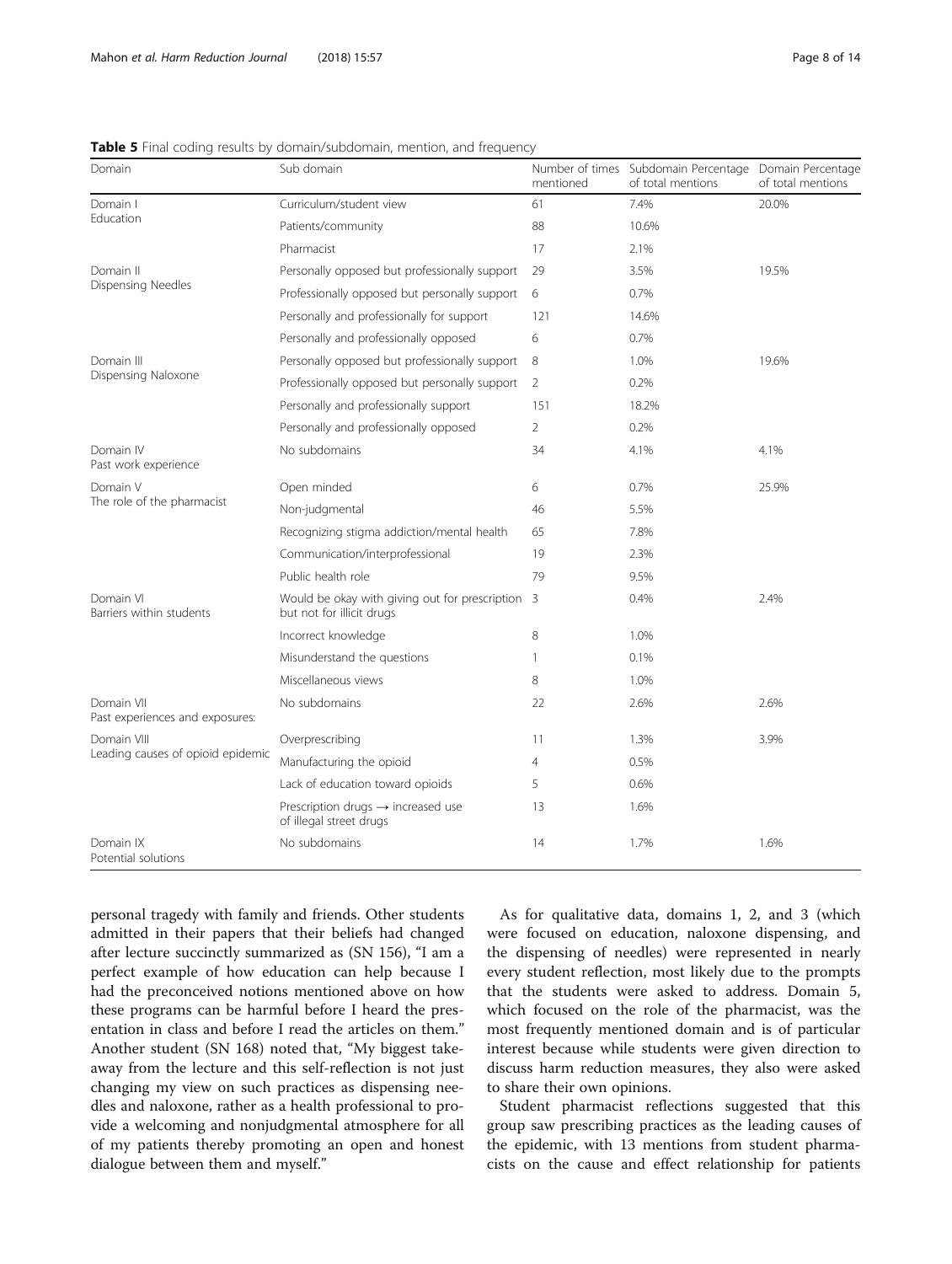**Table 5** Final coding results by domain/subdomain, mention, and frequency

| Domain | Sub domain | Number of times mentioned | Subdomain Percentage of total mentions | Domain Percentage of total mentions |
|---|---|---|---|---|
| Domain I Education | Curriculum/student view | 61 | 7.4% | 20.0% |
| | Patients/community | 88 | 10.6% | |
| | Pharmacist | 17 | 2.1% | |
| Domain II Dispensing Needles | Personally opposed but professionally support | 29 | 3.5% | 19.5% |
| | Professionally opposed but personally support | 6 | 0.7% | |
| | Personally and professionally for support | 121 | 14.6% | |
| | Personally and professionally opposed | 6 | 0.7% | |
| Domain III Dispensing Naloxone | Personally opposed but professionally support | 8 | 1.0% | 19.6% |
| | Professionally opposed but personally support | 2 | 0.2% | |
| | Personally and professionally support | 151 | 18.2% | |
| | Personally and professionally opposed | 2 | 0.2% | |
| Domain IV Past work experience | No subdomains | 34 | 4.1% | 4.1% |
| Domain V The role of the pharmacist | Open minded | 6 | 0.7% | 25.9% |
| | Non-judgmental | 46 | 5.5% | |
| | Recognizing stigma addiction/mental health | 65 | 7.8% | |
| | Communication/interprofessional | 19 | 2.3% | |
| | Public health role | 79 | 9.5% | |
| Domain VI Barriers within students | Would be okay with giving out for prescription but not for illicit drugs | 3 | 0.4% | 2.4% |
| | Incorrect knowledge | 8 | 1.0% | |
| | Misunderstand the questions | 1 | 0.1% | |
| | Miscellaneous views | 8 | 1.0% | |
| Domain VII Past experiences and exposures: | No subdomains | 22 | 2.6% | 2.6% |
| Domain VIII Leading causes of opioid epidemic | Overprescribing | 11 | 1.3% | 3.9% |
| | Manufacturing the opioid | 4 | 0.5% | |
| | Lack of education toward opioids | 5 | 0.6% | |
| | Prescription drugs → increased use of illegal street drugs | 13 | 1.6% | |
| Domain IX Potential solutions | No subdomains | 14 | 1.7% | 1.6% |

personal tragedy with family and friends. Other students admitted in their papers that their beliefs had changed after lecture succinctly summarized as (SN 156), "I am a perfect example of how education can help because I had the preconceived notions mentioned above on how these programs can be harmful before I heard the presentation in class and before I read the articles on them." Another student (SN 168) noted that, "My biggest takeaway from the lecture and this self-reflection is not just changing my view on such practices as dispensing needles and naloxone, rather as a health professional to provide a welcoming and nonjudgmental atmosphere for all of my patients thereby promoting an open and honest dialogue between them and myself."

As for qualitative data, domains 1, 2, and 3 (which were focused on education, naloxone dispensing, and the dispensing of needles) were represented in nearly every student reflection, most likely due to the prompts that the students were asked to address. Domain 5, which focused on the role of the pharmacist, was the most frequently mentioned domain and is of particular interest because while students were given direction to discuss harm reduction measures, they also were asked to share their own opinions.

Student pharmacist reflections suggested that this group saw prescribing practices as the leading causes of the epidemic, with 13 mentions from student pharmacists on the cause and effect relationship for patients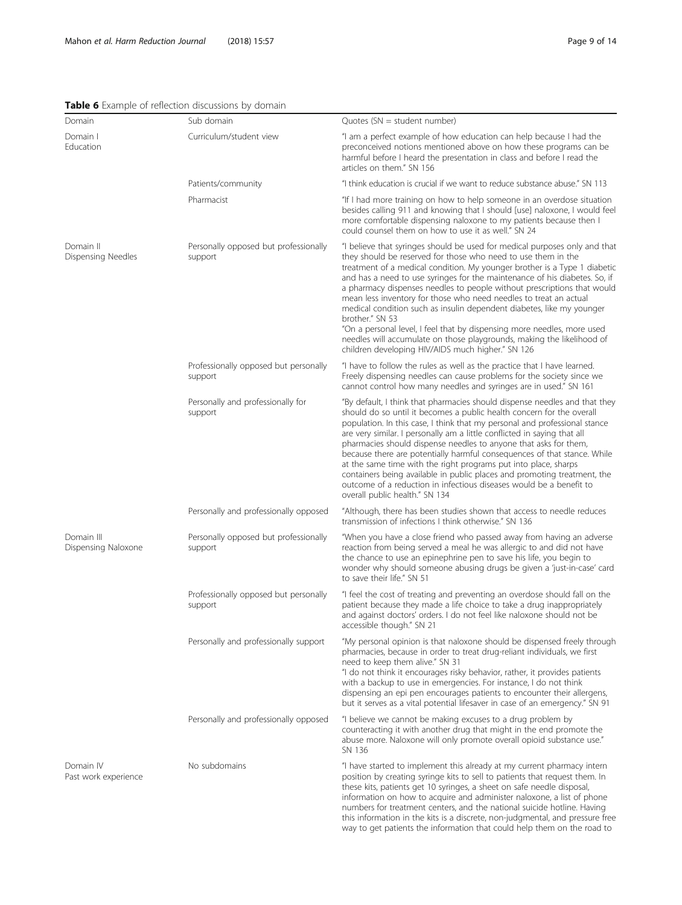**Table 6** Example of reflection discussions by domain

| Domain | Sub domain | Quotes (SN = student number) |
| --- | --- | --- |
| Domain I Education | Curriculum/student view | "I am a perfect example of how education can help because I had the preconceived notions mentioned above on how these programs can be harmful before I heard the presentation in class and before I read the articles on them." SN 156 |
| | Patients/community | "I think education is crucial if we want to reduce substance abuse." SN 113 |
| | Pharmacist | "If I had more training on how to help someone in an overdose situation besides calling 911 and knowing that I should [use] naloxone, I would feel more comfortable dispensing naloxone to my patients because then I could counsel them on how to use it as well." SN 24 |
| Domain II Dispensing Needles | Personally opposed but professionally support | "I believe that syringes should be used for medical purposes only and that they should be reserved for those who need to use them in the treatment of a medical condition. My younger brother is a Type 1 diabetic and has a need to use syringes for the maintenance of his diabetes. So, if a pharmacy dispenses needles to people without prescriptions that would mean less inventory for those who need needles to treat an actual medical condition such as insulin dependent diabetes, like my younger brother." SN 53<br>"On a personal level, I feel that by dispensing more needles, more used needles will accumulate on those playgrounds, making the likelihood of children developing HIV/AIDS much higher." SN 126 |
| | Professionally opposed but personally support | "I have to follow the rules as well as the practice that I have learned. Freely dispensing needles can cause problems for the society since we cannot control how many needles and syringes are in used." SN 161 |
| | Personally and professionally for support | "By default, I think that pharmacies should dispense needles and that they should do so until it becomes a public health concern for the overall population. In this case, I think that my personal and professional stance are very similar. I personally am a little conflicted in saying that all pharmacies should dispense needles to anyone that asks for them, because there are potentially harmful consequences of that stance. While at the same time with the right programs put into place, sharps containers being available in public places and promoting treatment, the outcome of a reduction in infectious diseases would be a benefit to overall public health." SN 134 |
| | Personally and professionally opposed | "Although, there has been studies shown that access to needle reduces transmission of infections I think otherwise." SN 136 |
| Domain III Dispensing Naloxone | Personally opposed but professionally support | "When you have a close friend who passed away from having an adverse reaction from being served a meal he was allergic to and did not have the chance to use an epinephrine pen to save his life, you begin to wonder why should someone abusing drugs be given a 'just-in-case' card to save their life." SN 51 |
| | Professionally opposed but personally support | "I feel the cost of treating and preventing an overdose should fall on the patient because they made a life choice to take a drug inappropriately and against doctors' orders. I do not feel like naloxone should not be accessible though." SN 21 |
| | Personally and professionally support | "My personal opinion is that naloxone should be dispensed freely through pharmacies, because in order to treat drug-reliant individuals, we first need to keep them alive." SN 31<br>"I do not think it encourages risky behavior, rather, it provides patients with a backup to use in emergencies. For instance, I do not think dispensing an epi pen encourages patients to encounter their allergens, but it serves as a vital potential lifesaver in case of an emergency." SN 91 |
| | Personally and professionally opposed | "I believe we cannot be making excuses to a drug problem by counteracting it with another drug that might in the end promote the abuse more. Naloxone will only promote overall opioid substance use." SN 136 |
| Domain IV Past work experience | No subdomains | "I have started to implement this already at my current pharmacy intern position by creating syringe kits to sell to patients that request them. In these kits, patients get 10 syringes, a sheet on safe needle disposal, information on how to acquire and administer naloxone, a list of phone numbers for treatment centers, and the national suicide hotline. Having this information in the kits is a discrete, non-judgmental, and pressure free way to get patients the information that could help them on the road to |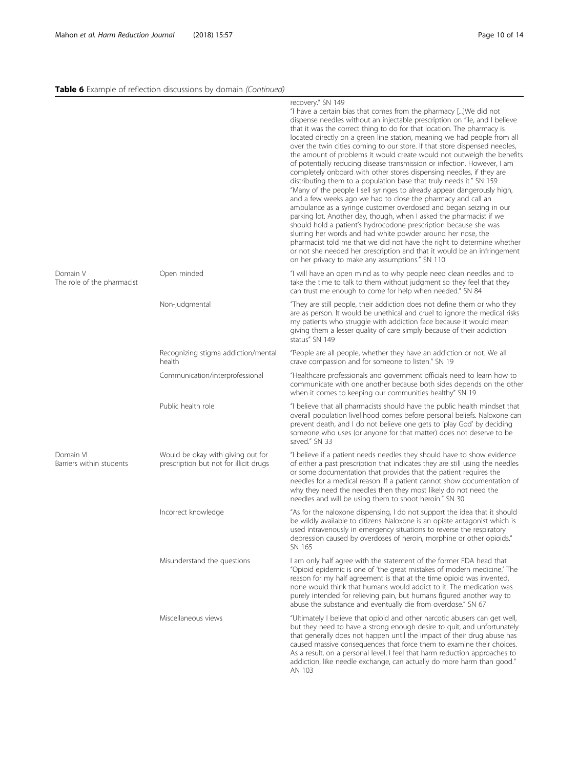**Table 6** Example of reflection discussions by domain *(Continued)*

| | | |
|---|---|---|
| | | recovery." SN 149<br>"I have a certain bias that comes from the pharmacy [...]We did not dispense needles without an injectable prescription on file, and I believe that it was the correct thing to do for that location. The pharmacy is located directly on a green line station, meaning we had people from all over the twin cities coming to our store. If that store dispensed needles, the amount of problems it would create would not outweigh the benefits of potentially reducing disease transmission or infection. However, I am completely onboard with other stores dispensing needles, if they are distributing them to a population base that truly needs it." SN 159<br>"Many of the people I sell syringes to already appear dangerously high, and a few weeks ago we had to close the pharmacy and call an ambulance as a syringe customer overdosed and began seizing in our parking lot. Another day, though, when I asked the pharmacist if we should hold a patient's hydrocodone prescription because she was slurring her words and had white powder around her nose, the pharmacist told me that we did not have the right to determine whether or not she needed her prescription and that it would be an infringement on her privacy to make any assumptions." SN 110 |
| Domain V<br>The role of the pharmacist | Open minded | "I will have an open mind as to why people need clean needles and to take the time to talk to them without judgment so they feel that they can trust me enough to come for help when needed." SN 84 |
| | Non-judgmental | "They are still people, their addiction does not define them or who they are as person. It would be unethical and cruel to ignore the medical risks my patients who struggle with addiction face because it would mean giving them a lesser quality of care simply because of their addiction status" SN 149 |
| | Recognizing stigma addiction/mental health | "People are all people, whether they have an addiction or not. We all crave compassion and for someone to listen." SN 19 |
| | Communication/interprofessional | "Healthcare professionals and government officials need to learn how to communicate with one another because both sides depends on the other when it comes to keeping our communities healthy" SN 19 |
| | Public health role | "I believe that all pharmacists should have the public health mindset that overall population livelihood comes before personal beliefs. Naloxone can prevent death, and I do not believe one gets to 'play God' by deciding someone who uses (or anyone for that matter) does not deserve to be saved." SN 33 |
| Domain VI<br>Barriers within students | Would be okay with giving out for prescription but not for illicit drugs | "I believe if a patient needs needles they should have to show evidence of either a past prescription that indicates they are still using the needles or some documentation that provides that the patient requires the needles for a medical reason. If a patient cannot show documentation of why they need the needles then they most likely do not need the needles and will be using them to shoot heroin." SN 30 |
| | Incorrect knowledge | "As for the naloxone dispensing, I do not support the idea that it should be wildly available to citizens. Naloxone is an opiate antagonist which is used intravenously in emergency situations to reverse the respiratory depression caused by overdoses of heroin, morphine or other opioids." SN 165 |
| | Misunderstand the questions | I am only half agree with the statement of the former FDA head that "Opioid epidemic is one of 'the great mistakes of modern medicine.' The reason for my half agreement is that at the time opioid was invented, none would think that humans would addict to it. The medication was purely intended for relieving pain, but humans figured another way to abuse the substance and eventually die from overdose." SN 67 |
| | Miscellaneous views | "Ultimately I believe that opioid and other narcotic abusers can get well, but they need to have a strong enough desire to quit, and unfortunately that generally does not happen until the impact of their drug abuse has caused massive consequences that force them to examine their choices. As a result, on a personal level, I feel that harm reduction approaches to addiction, like needle exchange, can actually do more harm than good." AN 103 |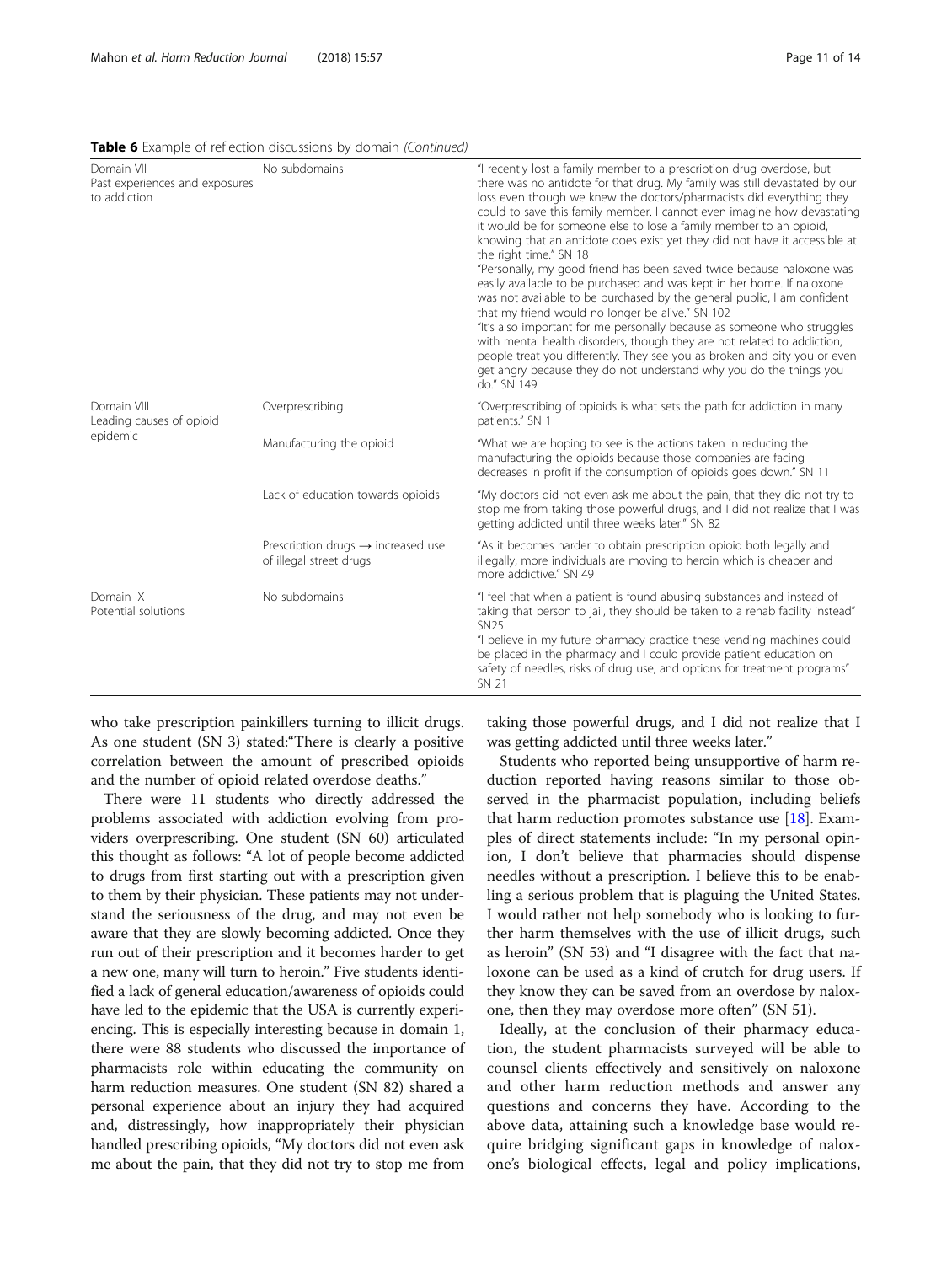**Table 6** Example of reflection discussions by domain *(Continued)*

| | | |
|---|---|---|
| Domain VII Past experiences and exposures to addiction | No subdomains | "I recently lost a family member to a prescription drug overdose, but there was no antidote for that drug. My family was still devastated by our loss even though we knew the doctors/pharmacists did everything they could to save this family member. I cannot even imagine how devastating it would be for someone else to lose a family member to an opioid, knowing that an antidote does exist yet they did not have it accessible at the right time." SN 18<br>"Personally, my good friend has been saved twice because naloxone was easily available to be purchased and was kept in her home. If naloxone was not available to be purchased by the general public, I am confident that my friend would no longer be alive." SN 102<br>"It's also important for me personally because as someone who struggles with mental health disorders, though they are not related to addiction, people treat you differently. They see you as broken and pity you or even get angry because they do not understand why you do the things you do." SN 149 |
| Domain VIII Leading causes of opioid epidemic | Overprescribing | "Overprescribing of opioids is what sets the path for addiction in many patients." SN 1 |
| | Manufacturing the opioid | "What we are hoping to see is the actions taken in reducing the manufacturing the opioids because those companies are facing decreases in profit if the consumption of opioids goes down." SN 11 |
| | Lack of education towards opioids | "My doctors did not even ask me about the pain, that they did not try to stop me from taking those powerful drugs, and I did not realize that I was getting addicted until three weeks later." SN 82 |
| | Prescription drugs → increased use of illegal street drugs | "As it becomes harder to obtain prescription opioid both legally and illegally, more individuals are moving to heroin which is cheaper and more addictive." SN 49 |
| Domain IX Potential solutions | No subdomains | "I feel that when a patient is found abusing substances and instead of taking that person to jail, they should be taken to a rehab facility instead" SN25<br>"I believe in my future pharmacy practice these vending machines could be placed in the pharmacy and I could provide patient education on safety of needles, risks of drug use, and options for treatment programs" SN 21 |

who take prescription painkillers turning to illicit drugs. As one student (SN 3) stated:"There is clearly a positive correlation between the amount of prescribed opioids and the number of opioid related overdose deaths."

There were 11 students who directly addressed the problems associated with addiction evolving from providers overprescribing. One student (SN 60) articulated this thought as follows: "A lot of people become addicted to drugs from first starting out with a prescription given to them by their physician. These patients may not understand the seriousness of the drug, and may not even be aware that they are slowly becoming addicted. Once they run out of their prescription and it becomes harder to get a new one, many will turn to heroin." Five students identified a lack of general education/awareness of opioids could have led to the epidemic that the USA is currently experiencing. This is especially interesting because in domain 1, there were 88 students who discussed the importance of pharmacists role within educating the community on harm reduction measures. One student (SN 82) shared a personal experience about an injury they had acquired and, distressingly, how inappropriately their physician handled prescribing opioids, "My doctors did not even ask me about the pain, that they did not try to stop me from taking those powerful drugs, and I did not realize that I was getting addicted until three weeks later."

Students who reported being unsupportive of harm reduction reported having reasons similar to those observed in the pharmacist population, including beliefs that harm reduction promotes substance use [18]. Examples of direct statements include: "In my personal opinion, I don't believe that pharmacies should dispense needles without a prescription. I believe this to be enabling a serious problem that is plaguing the United States. I would rather not help somebody who is looking to further harm themselves with the use of illicit drugs, such as heroin" (SN 53) and "I disagree with the fact that naloxone can be used as a kind of crutch for drug users. If they know they can be saved from an overdose by naloxone, then they may overdose more often" (SN 51).

Ideally, at the conclusion of their pharmacy education, the student pharmacists surveyed will be able to counsel clients effectively and sensitively on naloxone and other harm reduction methods and answer any questions and concerns they have. According to the above data, attaining such a knowledge base would require bridging significant gaps in knowledge of naloxone's biological effects, legal and policy implications,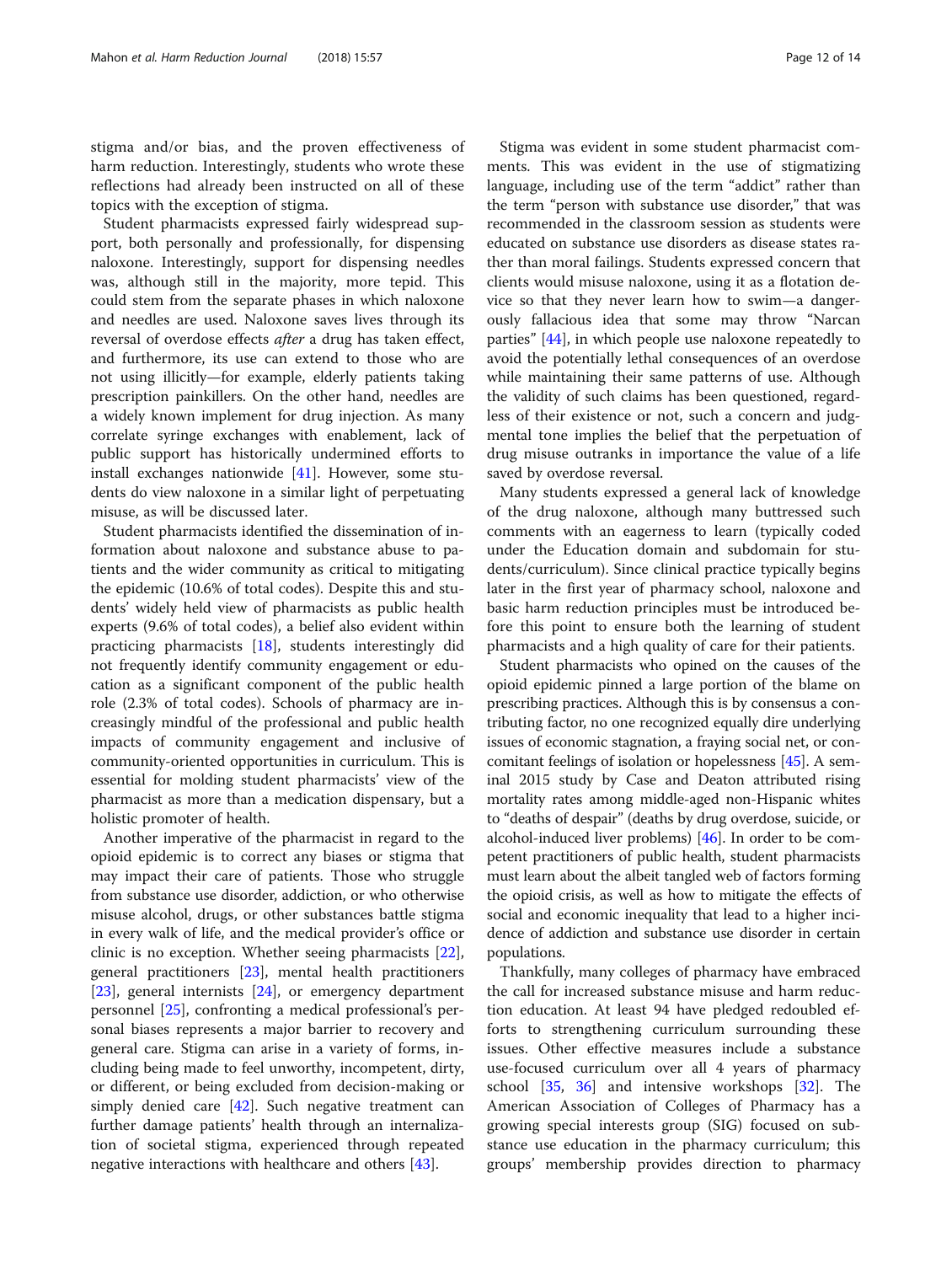stigma and/or bias, and the proven effectiveness of harm reduction. Interestingly, students who wrote these reflections had already been instructed on all of these topics with the exception of stigma.

Student pharmacists expressed fairly widespread support, both personally and professionally, for dispensing naloxone. Interestingly, support for dispensing needles was, although still in the majority, more tepid. This could stem from the separate phases in which naloxone and needles are used. Naloxone saves lives through its reversal of overdose effects *after* a drug has taken effect, and furthermore, its use can extend to those who are not using illicitly—for example, elderly patients taking prescription painkillers. On the other hand, needles are a widely known implement for drug injection. As many correlate syringe exchanges with enablement, lack of public support has historically undermined efforts to install exchanges nationwide [41]. However, some students do view naloxone in a similar light of perpetuating misuse, as will be discussed later.

Student pharmacists identified the dissemination of information about naloxone and substance abuse to patients and the wider community as critical to mitigating the epidemic (10.6% of total codes). Despite this and students' widely held view of pharmacists as public health experts (9.6% of total codes), a belief also evident within practicing pharmacists [18], students interestingly did not frequently identify community engagement or education as a significant component of the public health role (2.3% of total codes). Schools of pharmacy are increasingly mindful of the professional and public health impacts of community engagement and inclusive of community-oriented opportunities in curriculum. This is essential for molding student pharmacists' view of the pharmacist as more than a medication dispensary, but a holistic promoter of health.

Another imperative of the pharmacist in regard to the opioid epidemic is to correct any biases or stigma that may impact their care of patients. Those who struggle from substance use disorder, addiction, or who otherwise misuse alcohol, drugs, or other substances battle stigma in every walk of life, and the medical provider's office or clinic is no exception. Whether seeing pharmacists [22], general practitioners [23], mental health practitioners [23], general internists [24], or emergency department personnel [25], confronting a medical professional's personal biases represents a major barrier to recovery and general care. Stigma can arise in a variety of forms, including being made to feel unworthy, incompetent, dirty, or different, or being excluded from decision-making or simply denied care [42]. Such negative treatment can further damage patients' health through an internalization of societal stigma, experienced through repeated negative interactions with healthcare and others [43].

Stigma was evident in some student pharmacist comments. This was evident in the use of stigmatizing language, including use of the term "addict" rather than the term "person with substance use disorder," that was recommended in the classroom session as students were educated on substance use disorders as disease states rather than moral failings. Students expressed concern that clients would misuse naloxone, using it as a flotation device so that they never learn how to swim—a dangerously fallacious idea that some may throw "Narcan parties" [44], in which people use naloxone repeatedly to avoid the potentially lethal consequences of an overdose while maintaining their same patterns of use. Although the validity of such claims has been questioned, regardless of their existence or not, such a concern and judgmental tone implies the belief that the perpetuation of drug misuse outranks in importance the value of a life saved by overdose reversal.

Many students expressed a general lack of knowledge of the drug naloxone, although many buttressed such comments with an eagerness to learn (typically coded under the Education domain and subdomain for students/curriculum). Since clinical practice typically begins later in the first year of pharmacy school, naloxone and basic harm reduction principles must be introduced before this point to ensure both the learning of student pharmacists and a high quality of care for their patients.

Student pharmacists who opined on the causes of the opioid epidemic pinned a large portion of the blame on prescribing practices. Although this is by consensus a contributing factor, no one recognized equally dire underlying issues of economic stagnation, a fraying social net, or concomitant feelings of isolation or hopelessness [45]. A seminal 2015 study by Case and Deaton attributed rising mortality rates among middle-aged non-Hispanic whites to "deaths of despair" (deaths by drug overdose, suicide, or alcohol-induced liver problems) [46]. In order to be competent practitioners of public health, student pharmacists must learn about the albeit tangled web of factors forming the opioid crisis, as well as how to mitigate the effects of social and economic inequality that lead to a higher incidence of addiction and substance use disorder in certain populations.

Thankfully, many colleges of pharmacy have embraced the call for increased substance misuse and harm reduction education. At least 94 have pledged redoubled efforts to strengthening curriculum surrounding these issues. Other effective measures include a substance use-focused curriculum over all 4 years of pharmacy school [35, 36] and intensive workshops [32]. The American Association of Colleges of Pharmacy has a growing special interests group (SIG) focused on substance use education in the pharmacy curriculum; this groups' membership provides direction to pharmacy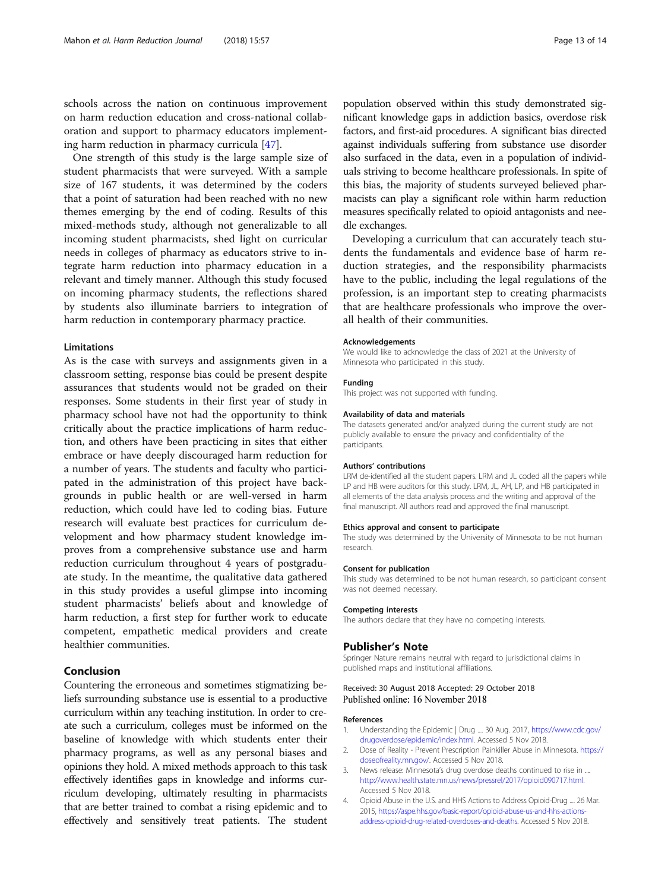schools across the nation on continuous improvement on harm reduction education and cross-national collaboration and support to pharmacy educators implementing harm reduction in pharmacy curricula [47].

One strength of this study is the large sample size of student pharmacists that were surveyed. With a sample size of 167 students, it was determined by the coders that a point of saturation had been reached with no new themes emerging by the end of coding. Results of this mixed-methods study, although not generalizable to all incoming student pharmacists, shed light on curricular needs in colleges of pharmacy as educators strive to integrate harm reduction into pharmacy education in a relevant and timely manner. Although this study focused on incoming pharmacy students, the reflections shared by students also illuminate barriers to integration of harm reduction in contemporary pharmacy practice.

### Limitations

As is the case with surveys and assignments given in a classroom setting, response bias could be present despite assurances that students would not be graded on their responses. Some students in their first year of study in pharmacy school have not had the opportunity to think critically about the practice implications of harm reduction, and others have been practicing in sites that either embrace or have deeply discouraged harm reduction for a number of years. The students and faculty who participated in the administration of this project have backgrounds in public health or are well-versed in harm reduction, which could have led to coding bias. Future research will evaluate best practices for curriculum development and how pharmacy student knowledge improves from a comprehensive substance use and harm reduction curriculum throughout 4 years of postgraduate study. In the meantime, the qualitative data gathered in this study provides a useful glimpse into incoming student pharmacists' beliefs about and knowledge of harm reduction, a first step for further work to educate competent, empathetic medical providers and create healthier communities.

## Conclusion

Countering the erroneous and sometimes stigmatizing beliefs surrounding substance use is essential to a productive curriculum within any teaching institution. In order to create such a curriculum, colleges must be informed on the baseline of knowledge with which students enter their pharmacy programs, as well as any personal biases and opinions they hold. A mixed methods approach to this task effectively identifies gaps in knowledge and informs curriculum developing, ultimately resulting in pharmacists that are better trained to combat a rising epidemic and to effectively and sensitively treat patients. The student population observed within this study demonstrated significant knowledge gaps in addiction basics, overdose risk factors, and first-aid procedures. A significant bias directed against individuals suffering from substance use disorder also surfaced in the data, even in a population of individuals striving to become healthcare professionals. In spite of this bias, the majority of students surveyed believed pharmacists can play a significant role within harm reduction measures specifically related to opioid antagonists and needle exchanges.

Developing a curriculum that can accurately teach students the fundamentals and evidence base of harm reduction strategies, and the responsibility pharmacists have to the public, including the legal regulations of the profession, is an important step to creating pharmacists that are healthcare professionals who improve the overall health of their communities.

#### Acknowledgements

We would like to acknowledge the class of 2021 at the University of Minnesota who participated in this study.

#### Funding

This project was not supported with funding.

#### Availability of data and materials

The datasets generated and/or analyzed during the current study are not publicly available to ensure the privacy and confidentiality of the participants.

#### Authors' contributions

LRM de-identified all the student papers. LRM and JL coded all the papers while LP and HB were auditors for this study. LRM, JL, AH, LP, and HB participated in all elements of the data analysis process and the writing and approval of the final manuscript. All authors read and approved the final manuscript.

#### Ethics approval and consent to participate

The study was determined by the University of Minnesota to be not human research.

#### Consent for publication

This study was determined to be not human research, so participant consent was not deemed necessary.

#### Competing interests

The authors declare that they have no competing interests.

### Publisher's Note

Springer Nature remains neutral with regard to jurisdictional claims in published maps and institutional affiliations.

Received: 30 August 2018 Accepted: 29 October 2018
Published online: 16 November 2018

#### References

1. Understanding the Epidemic | Drug .... 30 Aug. 2017, https://www.cdc.gov/drugoverdose/epidemic/index.html. Accessed 5 Nov 2018.
2. Dose of Reality - Prevent Prescription Painkiller Abuse in Minnesota. https://doseofreality.mn.gov/. Accessed 5 Nov 2018.
3. News release: Minnesota's drug overdose deaths continued to rise in .... http://www.health.state.mn.us/news/pressrel/2017/opioid090717.html. Accessed 5 Nov 2018.
4. Opioid Abuse in the U.S. and HHS Actions to Address Opioid-Drug .... 26 Mar. 2015, https://aspe.hhs.gov/basic-report/opioid-abuse-us-and-hhs-actions-address-opioid-drug-related-overdoses-and-deaths. Accessed 5 Nov 2018.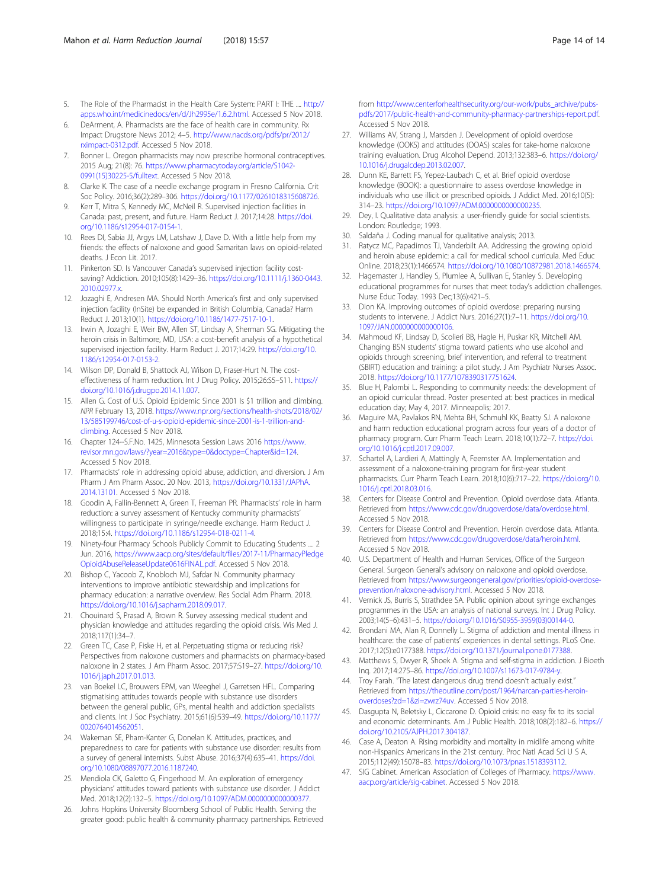5. The Role of the Pharmacist in the Health Care System: PART I: THE .... http://apps.who.int/medicinedocs/en/d/Jh2995e/1.6.2.html. Accessed 5 Nov 2018.
6. DeArment, A. Pharmacists are the face of health care in community. Rx Impact Drugstore News 2012; 4–5. http://www.nacds.org/pdfs/pr/2012/rximpact-0312.pdf. Accessed 5 Nov 2018.
7. Bonner L. Oregon pharmacists may now prescribe hormonal contraceptives. 2015 Aug; 21(8): 76. https://www.pharmacytoday.org/article/S1042-0991(15)30225-5/fulltext. Accessed 5 Nov 2018.
8. Clarke K. The case of a needle exchange program in Fresno California. Crit Soc Policy. 2016;36(2):289–306. https://doi.org/10.1177/0261018315608726.
9. Kerr T, Mitra S, Kennedy MC, McNeil R. Supervised injection facilities in Canada: past, present, and future. Harm Reduct J. 2017;14:28. https://doi.org/10.1186/s12954-017-0154-1.
10. Rees DI, Sabia JJ, Argys LM, Latshaw J, Dave D. With a little help from my friends: the effects of naloxone and good Samaritan laws on opioid-related deaths. J Econ Lit. 2017.
11. Pinkerton SD. Is Vancouver Canada's supervised injection facility cost-saving? Addiction. 2010;105(8):1429–36. https://doi.org/10.1111/j.1360-0443.2010.02977.x.
12. Jozaghi E, Andresen MA. Should North America's first and only supervised injection facility (InSite) be expanded in British Columbia, Canada? Harm Reduct J. 2013;10(1). https://doi.org/10.1186/1477-7517-10-1.
13. Irwin A, Jozaghi E, Weir BW, Allen ST, Lindsay A, Sherman SG. Mitigating the heroin crisis in Baltimore, MD, USA: a cost-benefit analysis of a hypothetical supervised injection facility. Harm Reduct J. 2017;14:29. https://doi.org/10.1186/s12954-017-0153-2.
14. Wilson DP, Donald B, Shattock AJ, Wilson D, Fraser-Hurt N. The cost-effectiveness of harm reduction. Int J Drug Policy. 2015;26:S5–S11. https://doi.org/10.1016/j.drugpo.2014.11.007.
15. Allen G. Cost of U.S. Opioid Epidemic Since 2001 Is $1 trillion and climbing. *NPR* February 13, 2018. https://www.npr.org/sections/health-shots/2018/02/13/585199746/cost-of-u-s-opioid-epidemic-since-2001-is-1-trillion-and-climbing. Accessed 5 Nov 2018.
16. Chapter 124--S.F.No. 1425, Minnesota Session Laws 2016 https://www.revisor.mn.gov/laws/?year=2016&type=0&doctype=Chapter&id=124. Accessed 5 Nov 2018.
17. Pharmacists' role in addressing opioid abuse, addiction, and diversion. J Am Pharm J Am Pharm Assoc. 20 Nov. 2013, https://doi.org/10.1331/JAPhA.2014.13101. Accessed 5 Nov 2018.
18. Goodin A, Fallin-Bennett A, Green T, Freeman PR. Pharmacists' role in harm reduction: a survey assessment of Kentucky community pharmacists' willingness to participate in syringe/needle exchange. Harm Reduct J. 2018;15:4. https://doi.org/10.1186/s12954-018-0211-4.
19. Ninety-four Pharmacy Schools Publicly Commit to Educating Students .... 2 Jun. 2016, https://www.aacp.org/sites/default/files/2017-11/PharmacyPledgeOpioidAbuseReleaseUpdate0616FINAL.pdf. Accessed 5 Nov 2018.
20. Bishop C, Yacoob Z, Knobloch MJ, Safdar N. Community pharmacy interventions to improve antibiotic stewardship and implications for pharmacy education: a narrative overview. Res Social Adm Pharm. 2018. https://doi.org/10.1016/j.sapharm.2018.09.017.
21. Chouinard S, Prasad A, Brown R. Survey assessing medical student and physician knowledge and attitudes regarding the opioid crisis. Wis Med J. 2018;117(1):34–7.
22. Green TC, Case P, Fiske H, et al. Perpetuating stigma or reducing risk? Perspectives from naloxone customers and pharmacists on pharmacy-based naloxone in 2 states. J Am Pharm Assoc. 2017;57:S19–27. https://doi.org/10.1016/j.japh.2017.01.013.
23. van Boekel LC, Brouwers EPM, van Weeghel J, Garretsen HFL. Comparing stigmatising attitudes towards people with substance use disorders between the general public, GPs, mental health and addiction specialists and clients. Int J Soc Psychiatry. 2015;61(6):539–49. https://doi.org/10.1177/0020764014562051.
24. Wakeman SE, Pham-Kanter G, Donelan K. Attitudes, practices, and preparedness to care for patients with substance use disorder: results from a survey of general internists. Subst Abuse. 2016;37(4):635–41. https://doi.org/10.1080/08897077.2016.1187240.
25. Mendiola CK, Galetto G, Fingerhood M. An exploration of emergency physicians' attitudes toward patients with substance use disorder. J Addict Med. 2018;12(2):132–5. https://doi.org/10.1097/ADM.0000000000000377.
26. Johns Hopkins University Bloomberg School of Public Health. Serving the greater good: public health & community pharmacy partnerships. Retrieved from http://www.centerforhealthsecurity.org/our-work/pubs_archive/pubs-pdfs/2017/public-health-and-community-pharmacy-partnerships-report.pdf. Accessed 5 Nov 2018.
27. Williams AV, Strang J, Marsden J. Development of opioid overdose knowledge (OOKS) and attitudes (OOAS) scales for take-home naloxone training evaluation. Drug Alcohol Depend. 2013;132:383–6. https://doi.org/10.1016/j.drugalcdep.2013.02.007.
28. Dunn KE, Barrett FS, Yepez-Laubach C, et al. Brief opioid overdose knowledge (BOOK): a questionnaire to assess overdose knowledge in individuals who use illicit or prescribed opioids. J Addict Med. 2016;10(5):314–23. https://doi.org/10.1097/ADM.0000000000000235.
29. Dey, I. Qualitative data analysis: a user-friendly guide for social scientists. London: Routledge; 1993.
30. Saldaña J. Coding manual for qualitative analysis; 2013.
31. Ratycz MC, Papadimos TJ, Vanderbilt AA. Addressing the growing opioid and heroin abuse epidemic: a call for medical school curricula. Med Educ Online. 2018;23(1):1466574. https://doi.org/10.1080/10872981.2018.1466574.
32. Hagemaster J, Handley S, Plumlee A, Sullivan E, Stanley S. Developing educational programmes for nurses that meet today's addiction challenges. Nurse Educ Today. 1993 Dec;13(6):421–5.
33. Dion KA. Improving outcomes of opioid overdose: preparing nursing students to intervene. J Addict Nurs. 2016;27(1):7–11. https://doi.org/10.1097/JAN.0000000000000106.
34. Mahmoud KF, Lindsay D, Scolieri BB, Hagle H, Puskar KR, Mitchell AM. Changing BSN students' stigma toward patients who use alcohol and opioids through screening, brief intervention, and referral to treatment (SBIRT) education and training: a pilot study. J Am Psychiatr Nurses Assoc. 2018. https://doi.org/10.1177/1078390317751624.
35. Blue H, Palombi L. Responding to community needs: the development of an opioid curricular thread. Poster presented at: best practices in medical education day; May 4, 2017. Minneapolis; 2017.
36. Maguire MA, Pavlakos RN, Mehta BH, Schmuhl KK, Beatty SJ. A naloxone and harm reduction educational program across four years of a doctor of pharmacy program. Curr Pharm Teach Learn. 2018;10(1):72–7. https://doi.org/10.1016/j.cptl.2017.09.007.
37. Schartel A, Lardieri A, Mattingly A, Feemster AA. Implementation and assessment of a naloxone-training program for first-year student pharmacists. Curr Pharm Teach Learn. 2018;10(6):717–22. https://doi.org/10.1016/j.cptl.2018.03.016.
38. Centers for Disease Control and Prevention. Opioid overdose data. Atlanta. Retrieved from https://www.cdc.gov/drugoverdose/data/overdose.html. Accessed 5 Nov 2018.
39. Centers for Disease Control and Prevention. Heroin overdose data. Atlanta. Retrieved from https://www.cdc.gov/drugoverdose/data/heroin.html. Accessed 5 Nov 2018.
40. U.S. Department of Health and Human Services, Office of the Surgeon General. Surgeon General's advisory on naloxone and opioid overdose. Retrieved from https://www.surgeongeneral.gov/priorities/opioid-overdose-prevention/naloxone-advisory.html. Accessed 5 Nov 2018.
41. Vernick JS, Burris S, Strathdee SA. Public opinion about syringe exchanges programmes in the USA: an analysis of national surveys. Int J Drug Policy. 2003;14(5–6):431–5. https://doi.org/10.1016/S0955-3959(03)00144-0.
42. Brondani MA, Alan R, Donnelly L. Stigma of addiction and mental illness in healthcare: the case of patients' experiences in dental settings. PLoS One. 2017;12(5):e0177388. https://doi.org/10.1371/journal.pone.0177388.
43. Matthews S, Dwyer R, Shoek A. Stigma and self-stigma in addiction. J Bioeth Inq. 2017;14:275–86. https://doi.org/10.1007/s11673-017-9784-y.
44. Troy Farah. "The latest dangerous drug trend doesn't actually exist." Retrieved from https://theoutline.com/post/1964/narcan-parties-heroin-overdoses?zd=1&zi=zwrz74uv. Accessed 5 Nov 2018.
45. Dasgupta N, Beletsky L, Ciccarone D. Opioid crisis: no easy fix to its social and economic determinants. Am J Public Health. 2018;108(2):182–6. https://doi.org/10.2105/AJPH.2017.304187.
46. Case A, Deaton A. Rising morbidity and mortality in midlife among white non-Hispanics Americans in the 21st century. Proc Natl Acad Sci U S A. 2015;112(49):15078–83. https://doi.org/10.1073/pnas.1518393112.
47. SIG Cabinet. American Association of Colleges of Pharmacy. https://www.aacp.org/article/sig-cabinet. Accessed 5 Nov 2018.